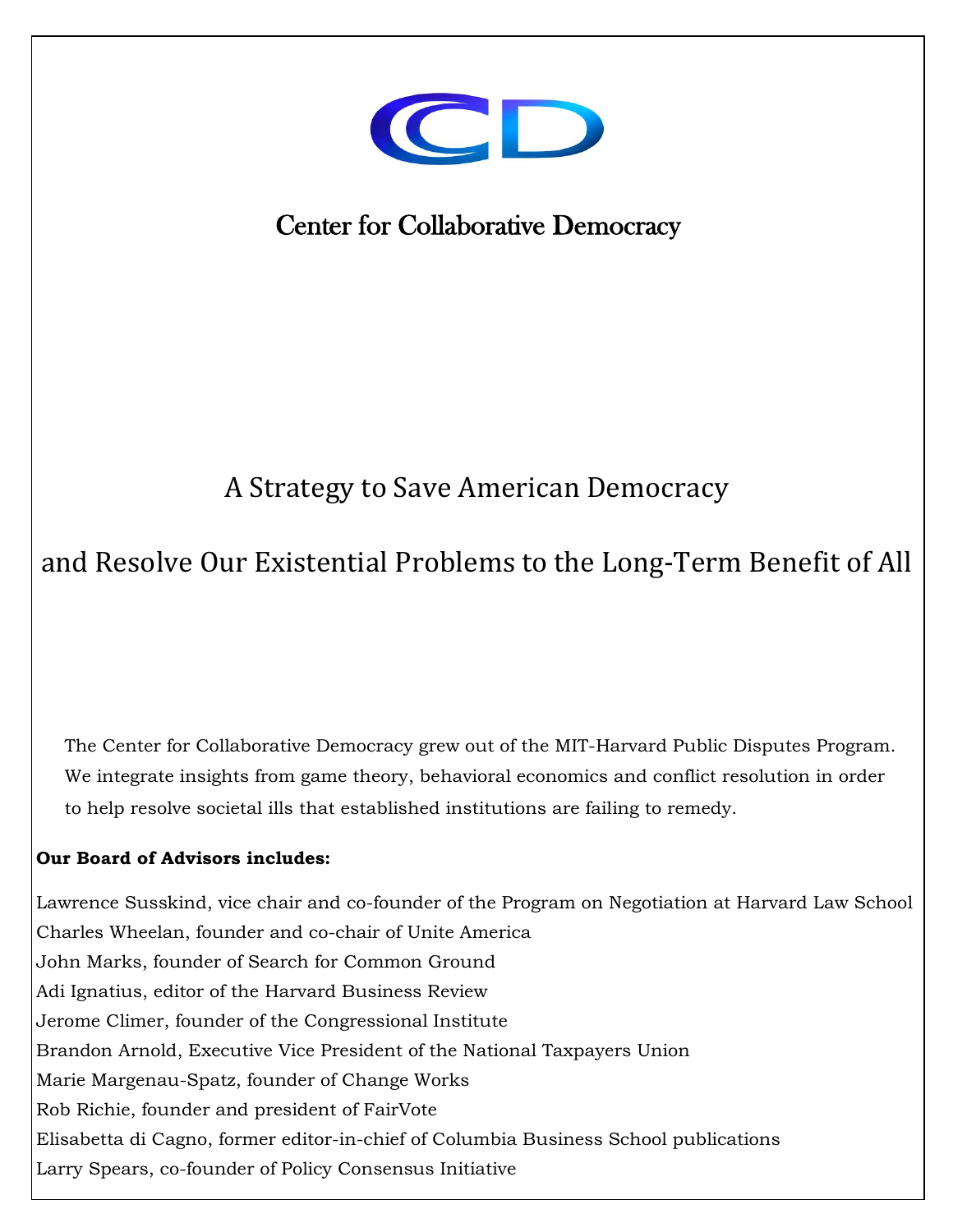# Center for Collaborative Democracy

## A Strategy to Save American Democracy

## and Resolve Our Existential Problems to the Long-Term Benefit of All

The Center for Collaborative Democracy grew out of the MIT-Harvard Public Disputes Program. We integrate insights from game theory, behavioral economics and conflict resolution in order to help resolve societal ills that established institutions are failing to remedy.

**Our Board of Advisors includes:**

Lawrence Susskind, vice chair and co-founder of the Program on Negotiation at Harvard Law School
Charles Wheelan, founder and co-chair of Unite America
John Marks, founder of Search for Common Ground
Adi Ignatius, editor of the Harvard Business Review
Jerome Climer, founder of the Congressional Institute
Brandon Arnold, Executive Vice President of the National Taxpayers Union
Marie Margenau-Spatz, founder of Change Works
Rob Richie, founder and president of FairVote
Elisabetta di Cagno, former editor-in-chief of Columbia Business School publications
Larry Spears, co-founder of Policy Consensus Initiative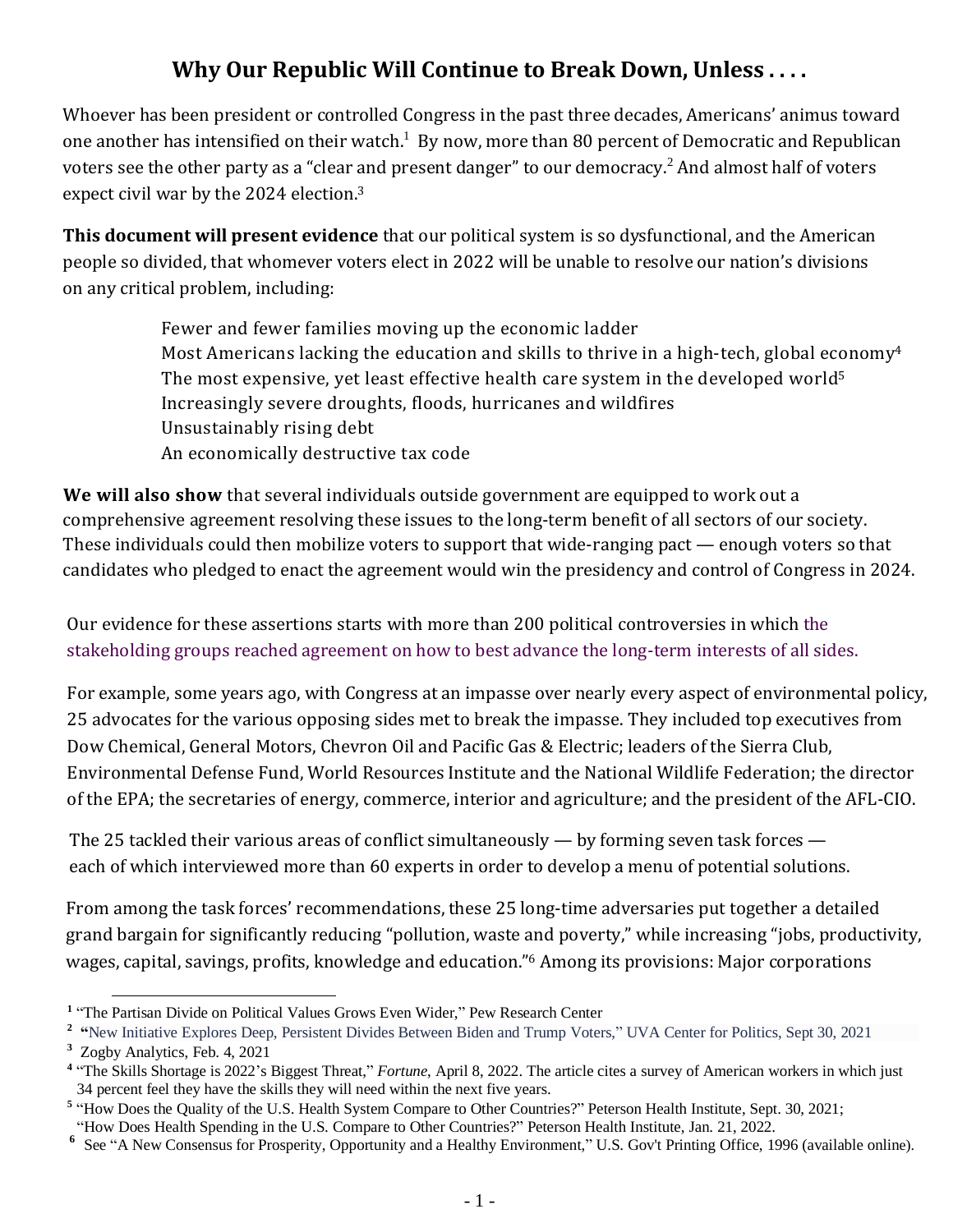# Why Our Republic Will Continue to Break Down, Unless . . . .

Whoever has been president or controlled Congress in the past three decades, Americans' animus toward one another has intensified on their watch.[1] By now, more than 80 percent of Democratic and Republican voters see the other party as a "clear and present danger" to our democracy.[2] And almost half of voters expect civil war by the 2024 election.[3]

**This document will present evidence** that our political system is so dysfunctional, and the American people so divided, that whomever voters elect in 2022 will be unable to resolve our nation's divisions on any critical problem, including:

- Fewer and fewer families moving up the economic ladder
- Most Americans lacking the education and skills to thrive in a high-tech, global economy[4]
- The most expensive, yet least effective health care system in the developed world[5]
- Increasingly severe droughts, floods, hurricanes and wildfires
- Unsustainably rising debt
- An economically destructive tax code

**We will also show** that several individuals outside government are equipped to work out a comprehensive agreement resolving these issues to the long-term benefit of all sectors of our society. These individuals could then mobilize voters to support that wide-ranging pact — enough voters so that candidates who pledged to enact the agreement would win the presidency and control of Congress in 2024.

Our evidence for these assertions starts with more than 200 political controversies in which the stakeholding groups reached agreement on how to best advance the long-term interests of all sides.

For example, some years ago, with Congress at an impasse over nearly every aspect of environmental policy, 25 advocates for the various opposing sides met to break the impasse. They included top executives from Dow Chemical, General Motors, Chevron Oil and Pacific Gas & Electric; leaders of the Sierra Club, Environmental Defense Fund, World Resources Institute and the National Wildlife Federation; the director of the EPA; the secretaries of energy, commerce, interior and agriculture; and the president of the AFL-CIO.

The 25 tackled their various areas of conflict simultaneously — by forming seven task forces — each of which interviewed more than 60 experts in order to develop a menu of potential solutions.

From among the task forces' recommendations, these 25 long-time adversaries put together a detailed grand bargain for significantly reducing "pollution, waste and poverty," while increasing "jobs, productivity, wages, capital, savings, profits, knowledge and education."[6] Among its provisions: Major corporations

---

[1] "The Partisan Divide on Political Values Grows Even Wider," Pew Research Center

[2] "New Initiative Explores Deep, Persistent Divides Between Biden and Trump Voters," UVA Center for Politics, Sept 30, 2021

[3] Zogby Analytics, Feb. 4, 2021

[4] "The Skills Shortage is 2022's Biggest Threat," *Fortune*, April 8, 2022. The article cites a survey of American workers in which just 34 percent feel they have the skills they will need within the next five years.

[5] "How Does the Quality of the U.S. Health System Compare to Other Countries?" Peterson Health Institute, Sept. 30, 2021; "How Does Health Spending in the U.S. Compare to Other Countries?" Peterson Health Institute, Jan. 21, 2022.

[6] See "A New Consensus for Prosperity, Opportunity and a Healthy Environment," U.S. Gov't Printing Office, 1996 (available online).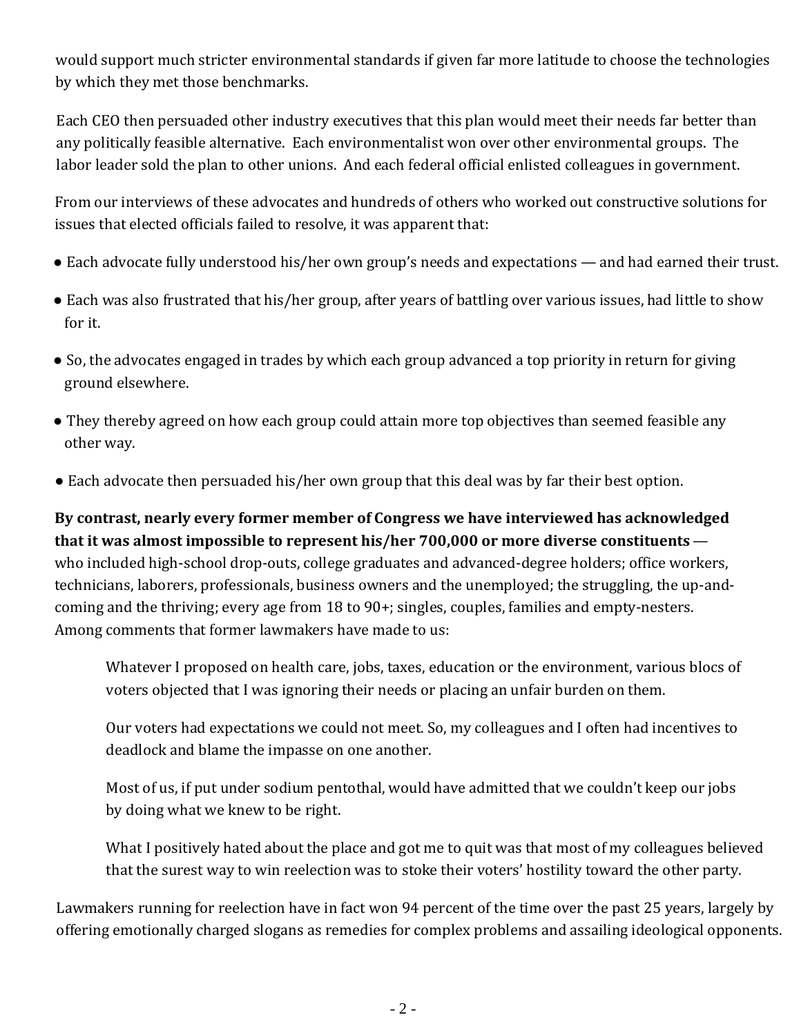would support much stricter environmental standards if given far more latitude to choose the technologies by which they met those benchmarks.

Each CEO then persuaded other industry executives that this plan would meet their needs far better than any politically feasible alternative. Each environmentalist won over other environmental groups. The labor leader sold the plan to other unions. And each federal official enlisted colleagues in government.

From our interviews of these advocates and hundreds of others who worked out constructive solutions for issues that elected officials failed to resolve, it was apparent that:

- Each advocate fully understood his/her own group's needs and expectations — and had earned their trust.
- Each was also frustrated that his/her group, after years of battling over various issues, had little to show for it.
- So, the advocates engaged in trades by which each group advanced a top priority in return for giving ground elsewhere.
- They thereby agreed on how each group could attain more top objectives than seemed feasible any other way.
- Each advocate then persuaded his/her own group that this deal was by far their best option.

**By contrast, nearly every former member of Congress we have interviewed has acknowledged that it was almost impossible to represent his/her 700,000 or more diverse constituents** — who included high-school drop-outs, college graduates and advanced-degree holders; office workers, technicians, laborers, professionals, business owners and the unemployed; the struggling, the up-and-coming and the thriving; every age from 18 to 90+; singles, couples, families and empty-nesters. Among comments that former lawmakers have made to us:

> Whatever I proposed on health care, jobs, taxes, education or the environment, various blocs of voters objected that I was ignoring their needs or placing an unfair burden on them.
>
> Our voters had expectations we could not meet. So, my colleagues and I often had incentives to deadlock and blame the impasse on one another.
>
> Most of us, if put under sodium pentothal, would have admitted that we couldn't keep our jobs by doing what we knew to be right.
>
> What I positively hated about the place and got me to quit was that most of my colleagues believed that the surest way to win reelection was to stoke their voters' hostility toward the other party.

Lawmakers running for reelection have in fact won 94 percent of the time over the past 25 years, largely by offering emotionally charged slogans as remedies for complex problems and assailing ideological opponents.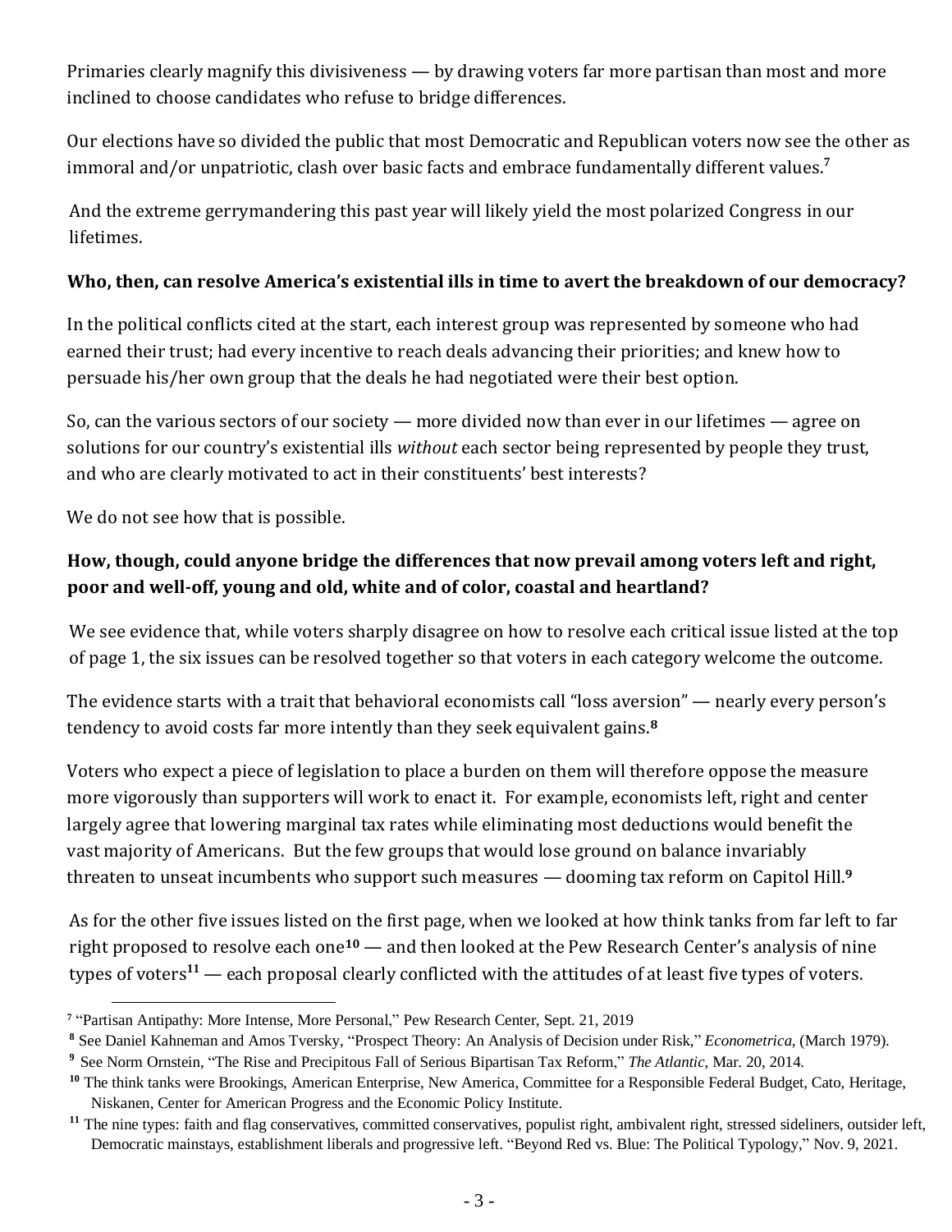Primaries clearly magnify this divisiveness — by drawing voters far more partisan than most and more inclined to choose candidates who refuse to bridge differences.

Our elections have so divided the public that most Democratic and Republican voters now see the other as immoral and/or unpatriotic, clash over basic facts and embrace fundamentally different values.[7]

And the extreme gerrymandering this past year will likely yield the most polarized Congress in our lifetimes.

**Who, then, can resolve America's existential ills in time to avert the breakdown of our democracy?**

In the political conflicts cited at the start, each interest group was represented by someone who had earned their trust; had every incentive to reach deals advancing their priorities; and knew how to persuade his/her own group that the deals he had negotiated were their best option.

So, can the various sectors of our society — more divided now than ever in our lifetimes — agree on solutions for our country's existential ills *without* each sector being represented by people they trust, and who are clearly motivated to act in their constituents' best interests?

We do not see how that is possible.

**How, though, could anyone bridge the differences that now prevail among voters left and right, poor and well-off, young and old, white and of color, coastal and heartland?**

We see evidence that, while voters sharply disagree on how to resolve each critical issue listed at the top of page 1, the six issues can be resolved together so that voters in each category welcome the outcome.

The evidence starts with a trait that behavioral economists call "loss aversion" — nearly every person's tendency to avoid costs far more intently than they seek equivalent gains.[8]

Voters who expect a piece of legislation to place a burden on them will therefore oppose the measure more vigorously than supporters will work to enact it. For example, economists left, right and center largely agree that lowering marginal tax rates while eliminating most deductions would benefit the vast majority of Americans. But the few groups that would lose ground on balance invariably threaten to unseat incumbents who support such measures — dooming tax reform on Capitol Hill.[9]

As for the other five issues listed on the first page, when we looked at how think tanks from far left to far right proposed to resolve each one[10] — and then looked at the Pew Research Center's analysis of nine types of voters[11] — each proposal clearly conflicted with the attitudes of at least five types of voters.

---

[7] "Partisan Antipathy: More Intense, More Personal," Pew Research Center, Sept. 21, 2019

[8] See Daniel Kahneman and Amos Tversky, "Prospect Theory: An Analysis of Decision under Risk," *Econometrica*, (March 1979).

[9] See Norm Ornstein, "The Rise and Precipitous Fall of Serious Bipartisan Tax Reform," *The Atlantic*, Mar. 20, 2014.

[10] The think tanks were Brookings, American Enterprise, New America, Committee for a Responsible Federal Budget, Cato, Heritage, Niskanen, Center for American Progress and the Economic Policy Institute.

[11] The nine types: faith and flag conservatives, committed conservatives, populist right, ambivalent right, stressed sideliners, outsider left, Democratic mainstays, establishment liberals and progressive left. "Beyond Red vs. Blue: The Political Typology," Nov. 9, 2021.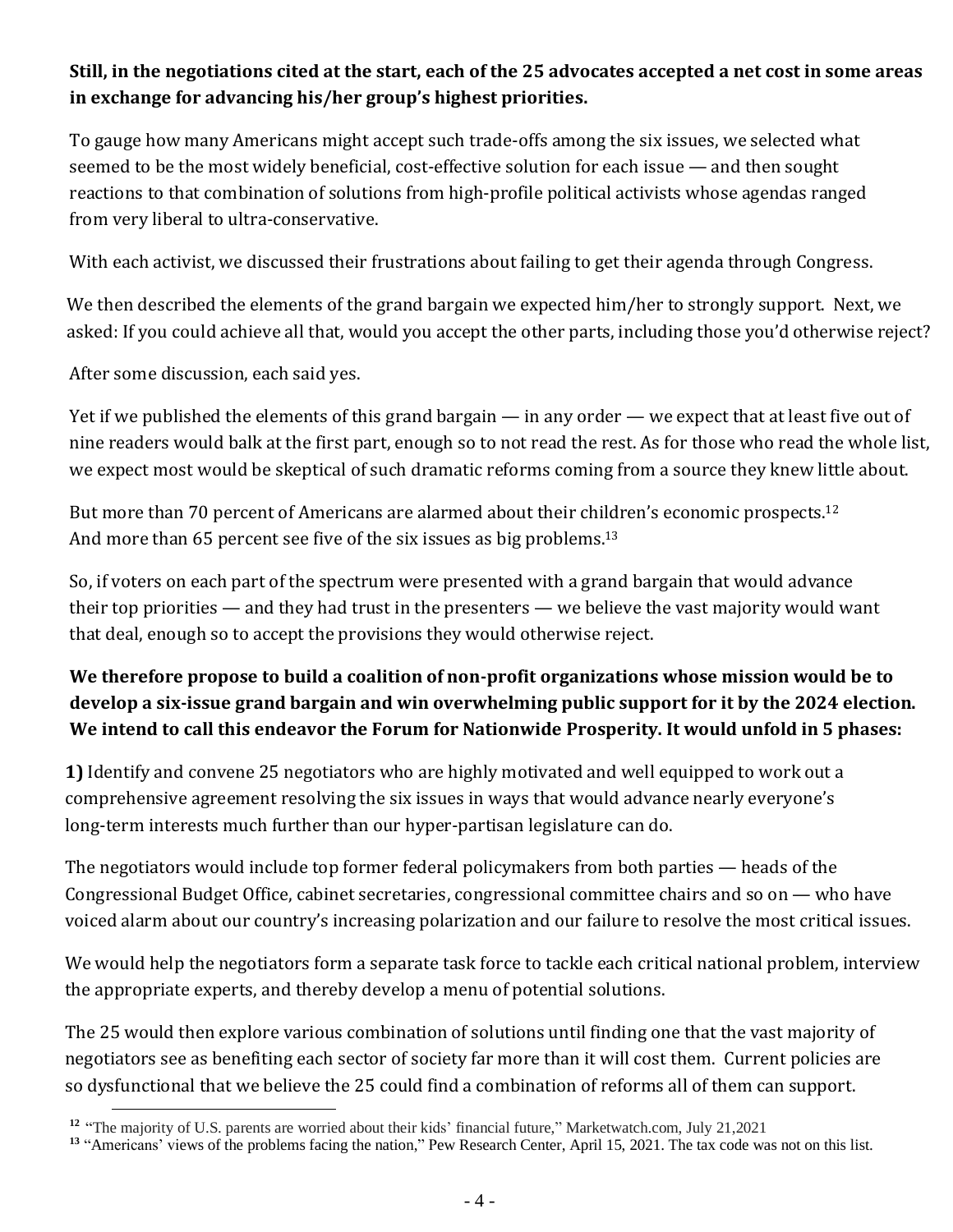**Still, in the negotiations cited at the start, each of the 25 advocates accepted a net cost in some areas in exchange for advancing his/her group's highest priorities.**

To gauge how many Americans might accept such trade-offs among the six issues, we selected what seemed to be the most widely beneficial, cost-effective solution for each issue — and then sought reactions to that combination of solutions from high-profile political activists whose agendas ranged from very liberal to ultra-conservative.

With each activist, we discussed their frustrations about failing to get their agenda through Congress.

We then described the elements of the grand bargain we expected him/her to strongly support. Next, we asked: If you could achieve all that, would you accept the other parts, including those you'd otherwise reject?

After some discussion, each said yes.

Yet if we published the elements of this grand bargain — in any order — we expect that at least five out of nine readers would balk at the first part, enough so to not read the rest. As for those who read the whole list, we expect most would be skeptical of such dramatic reforms coming from a source they knew little about.

But more than 70 percent of Americans are alarmed about their children's economic prospects.[12] And more than 65 percent see five of the six issues as big problems.[13]

So, if voters on each part of the spectrum were presented with a grand bargain that would advance their top priorities — and they had trust in the presenters — we believe the vast majority would want that deal, enough so to accept the provisions they would otherwise reject.

**We therefore propose to build a coalition of non-profit organizations whose mission would be to develop a six-issue grand bargain and win overwhelming public support for it by the 2024 election. We intend to call this endeavor the Forum for Nationwide Prosperity. It would unfold in 5 phases:**

**1)** Identify and convene 25 negotiators who are highly motivated and well equipped to work out a comprehensive agreement resolving the six issues in ways that would advance nearly everyone's long-term interests much further than our hyper-partisan legislature can do.

The negotiators would include top former federal policymakers from both parties — heads of the Congressional Budget Office, cabinet secretaries, congressional committee chairs and so on — who have voiced alarm about our country's increasing polarization and our failure to resolve the most critical issues.

We would help the negotiators form a separate task force to tackle each critical national problem, interview the appropriate experts, and thereby develop a menu of potential solutions.

The 25 would then explore various combination of solutions until finding one that the vast majority of negotiators see as benefiting each sector of society far more than it will cost them. Current policies are so dysfunctional that we believe the 25 could find a combination of reforms all of them can support.

---

[12] "The majority of U.S. parents are worried about their kids' financial future," Marketwatch.com, July 21,2021

[13] "Americans' views of the problems facing the nation," Pew Research Center, April 15, 2021. The tax code was not on this list.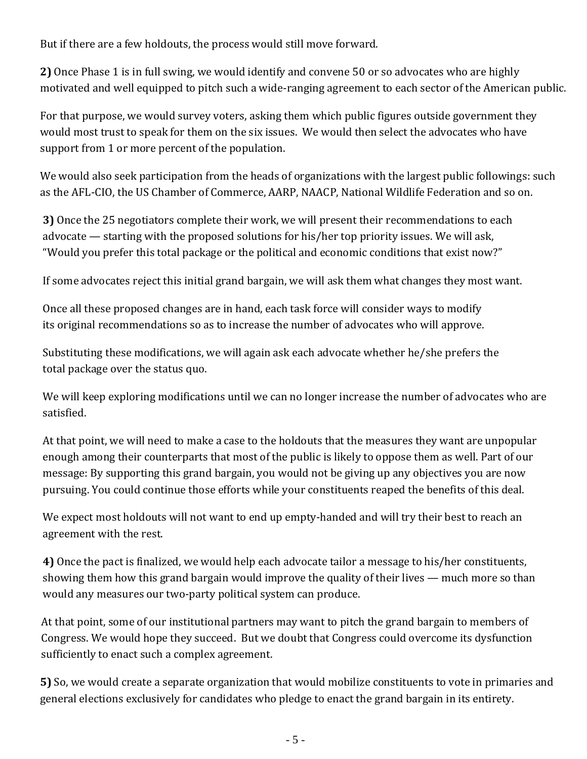But if there are a few holdouts, the process would still move forward.

**2)** Once Phase 1 is in full swing, we would identify and convene 50 or so advocates who are highly motivated and well equipped to pitch such a wide-ranging agreement to each sector of the American public.

For that purpose, we would survey voters, asking them which public figures outside government they would most trust to speak for them on the six issues. We would then select the advocates who have support from 1 or more percent of the population.

We would also seek participation from the heads of organizations with the largest public followings: such as the AFL-CIO, the US Chamber of Commerce, AARP, NAACP, National Wildlife Federation and so on.

**3)** Once the 25 negotiators complete their work, we will present their recommendations to each advocate — starting with the proposed solutions for his/her top priority issues. We will ask, "Would you prefer this total package or the political and economic conditions that exist now?"

If some advocates reject this initial grand bargain, we will ask them what changes they most want.

Once all these proposed changes are in hand, each task force will consider ways to modify its original recommendations so as to increase the number of advocates who will approve.

Substituting these modifications, we will again ask each advocate whether he/she prefers the total package over the status quo.

We will keep exploring modifications until we can no longer increase the number of advocates who are satisfied.

At that point, we will need to make a case to the holdouts that the measures they want are unpopular enough among their counterparts that most of the public is likely to oppose them as well. Part of our message: By supporting this grand bargain, you would not be giving up any objectives you are now pursuing. You could continue those efforts while your constituents reaped the benefits of this deal.

We expect most holdouts will not want to end up empty-handed and will try their best to reach an agreement with the rest.

**4)** Once the pact is finalized, we would help each advocate tailor a message to his/her constituents, showing them how this grand bargain would improve the quality of their lives — much more so than would any measures our two-party political system can produce.

At that point, some of our institutional partners may want to pitch the grand bargain to members of Congress. We would hope they succeed. But we doubt that Congress could overcome its dysfunction sufficiently to enact such a complex agreement.

**5)** So, we would create a separate organization that would mobilize constituents to vote in primaries and general elections exclusively for candidates who pledge to enact the grand bargain in its entirety.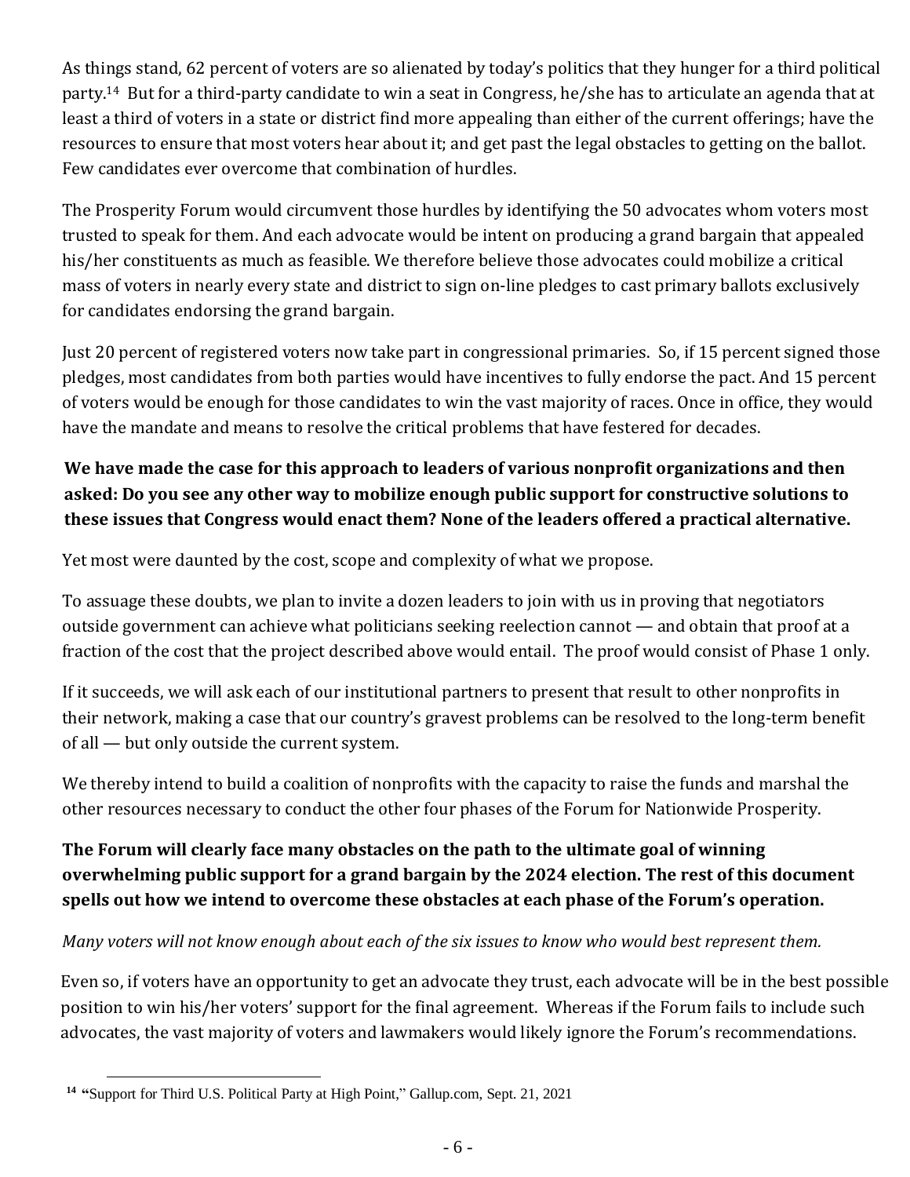As things stand, 62 percent of voters are so alienated by today's politics that they hunger for a third political party.[14] But for a third-party candidate to win a seat in Congress, he/she has to articulate an agenda that at least a third of voters in a state or district find more appealing than either of the current offerings; have the resources to ensure that most voters hear about it; and get past the legal obstacles to getting on the ballot. Few candidates ever overcome that combination of hurdles.

The Prosperity Forum would circumvent those hurdles by identifying the 50 advocates whom voters most trusted to speak for them. And each advocate would be intent on producing a grand bargain that appealed his/her constituents as much as feasible. We therefore believe those advocates could mobilize a critical mass of voters in nearly every state and district to sign on-line pledges to cast primary ballots exclusively for candidates endorsing the grand bargain.

Just 20 percent of registered voters now take part in congressional primaries. So, if 15 percent signed those pledges, most candidates from both parties would have incentives to fully endorse the pact. And 15 percent of voters would be enough for those candidates to win the vast majority of races. Once in office, they would have the mandate and means to resolve the critical problems that have festered for decades.

**We have made the case for this approach to leaders of various nonprofit organizations and then asked: Do you see any other way to mobilize enough public support for constructive solutions to these issues that Congress would enact them? None of the leaders offered a practical alternative.**

Yet most were daunted by the cost, scope and complexity of what we propose.

To assuage these doubts, we plan to invite a dozen leaders to join with us in proving that negotiators outside government can achieve what politicians seeking reelection cannot — and obtain that proof at a fraction of the cost that the project described above would entail. The proof would consist of Phase 1 only.

If it succeeds, we will ask each of our institutional partners to present that result to other nonprofits in their network, making a case that our country's gravest problems can be resolved to the long-term benefit of all — but only outside the current system.

We thereby intend to build a coalition of nonprofits with the capacity to raise the funds and marshal the other resources necessary to conduct the other four phases of the Forum for Nationwide Prosperity.

**The Forum will clearly face many obstacles on the path to the ultimate goal of winning overwhelming public support for a grand bargain by the 2024 election. The rest of this document spells out how we intend to overcome these obstacles at each phase of the Forum's operation.**

*Many voters will not know enough about each of the six issues to know who would best represent them.*

Even so, if voters have an opportunity to get an advocate they trust, each advocate will be in the best possible position to win his/her voters' support for the final agreement. Whereas if the Forum fails to include such advocates, the vast majority of voters and lawmakers would likely ignore the Forum's recommendations.

---

[14] "Support for Third U.S. Political Party at High Point," Gallup.com, Sept. 21, 2021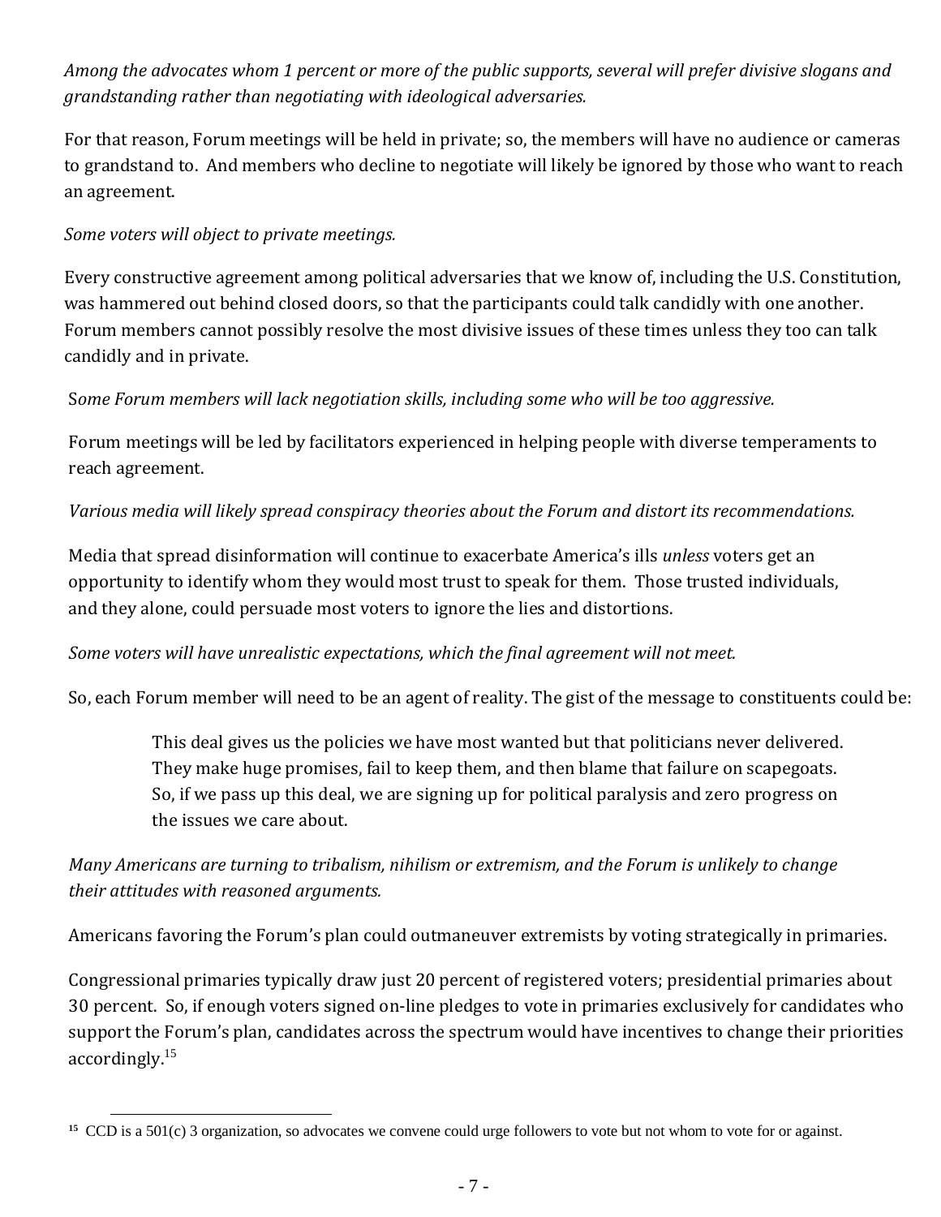*Among the advocates whom 1 percent or more of the public supports, several will prefer divisive slogans and grandstanding rather than negotiating with ideological adversaries.*

For that reason, Forum meetings will be held in private; so, the members will have no audience or cameras to grandstand to. And members who decline to negotiate will likely be ignored by those who want to reach an agreement.

*Some voters will object to private meetings.*

Every constructive agreement among political adversaries that we know of, including the U.S. Constitution, was hammered out behind closed doors, so that the participants could talk candidly with one another. Forum members cannot possibly resolve the most divisive issues of these times unless they too can talk candidly and in private.

*Some Forum members will lack negotiation skills, including some who will be too aggressive.*

Forum meetings will be led by facilitators experienced in helping people with diverse temperaments to reach agreement.

*Various media will likely spread conspiracy theories about the Forum and distort its recommendations.*

Media that spread disinformation will continue to exacerbate America's ills *unless* voters get an opportunity to identify whom they would most trust to speak for them. Those trusted individuals, and they alone, could persuade most voters to ignore the lies and distortions.

*Some voters will have unrealistic expectations, which the final agreement will not meet.*

So, each Forum member will need to be an agent of reality. The gist of the message to constituents could be:

> This deal gives us the policies we have most wanted but that politicians never delivered. They make huge promises, fail to keep them, and then blame that failure on scapegoats. So, if we pass up this deal, we are signing up for political paralysis and zero progress on the issues we care about.

*Many Americans are turning to tribalism, nihilism or extremism, and the Forum is unlikely to change their attitudes with reasoned arguments.*

Americans favoring the Forum's plan could outmaneuver extremists by voting strategically in primaries.

Congressional primaries typically draw just 20 percent of registered voters; presidential primaries about 30 percent. So, if enough voters signed on-line pledges to vote in primaries exclusively for candidates who support the Forum's plan, candidates across the spectrum would have incentives to change their priorities accordingly.[15]

---

[15] CCD is a 501(c) 3 organization, so advocates we convene could urge followers to vote but not whom to vote for or against.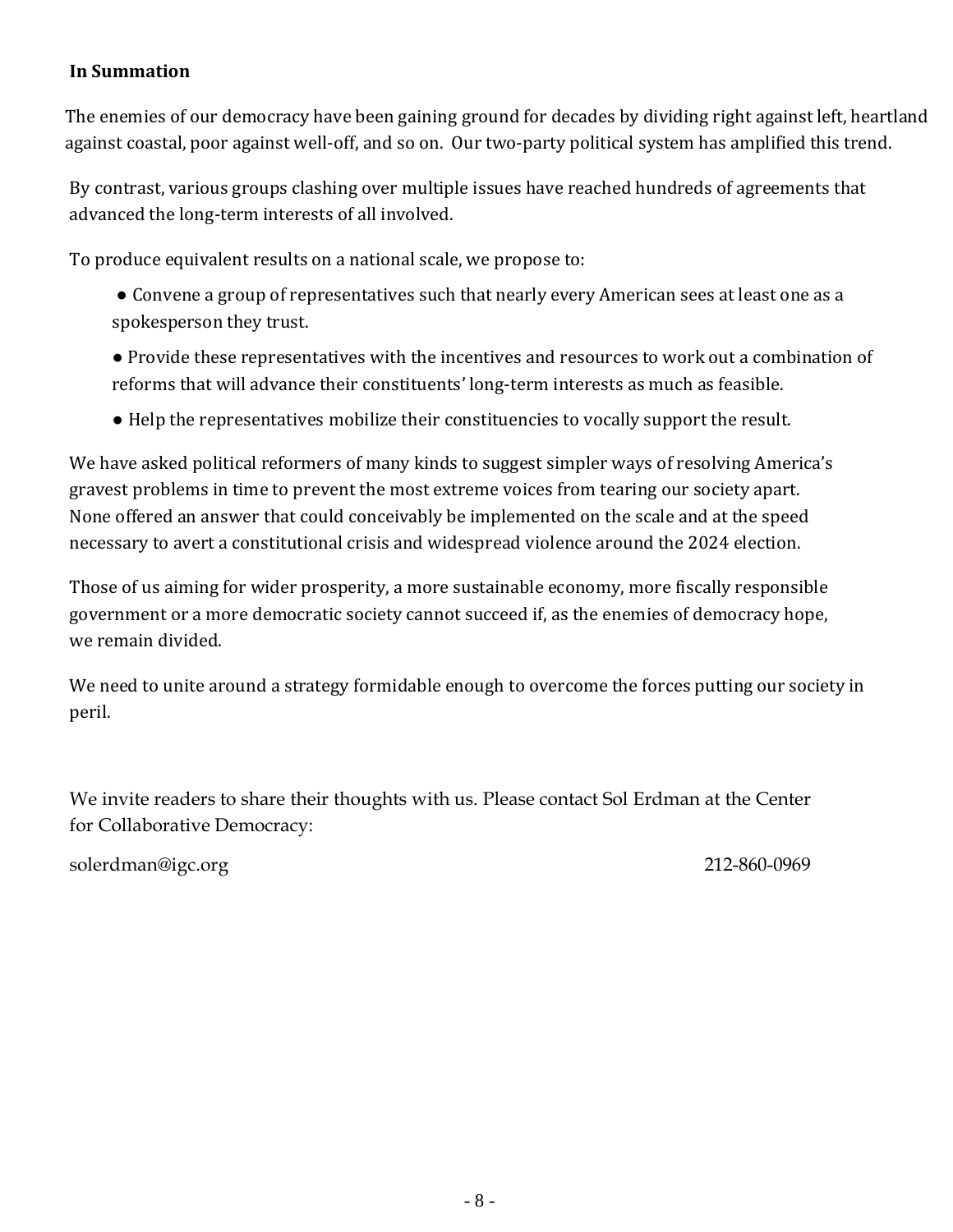**In Summation**

The enemies of our democracy have been gaining ground for decades by dividing right against left, heartland against coastal, poor against well-off, and so on. Our two-party political system has amplified this trend.

By contrast, various groups clashing over multiple issues have reached hundreds of agreements that advanced the long-term interests of all involved.

To produce equivalent results on a national scale, we propose to:

- Convene a group of representatives such that nearly every American sees at least one as a spokesperson they trust.
- Provide these representatives with the incentives and resources to work out a combination of reforms that will advance their constituents' long-term interests as much as feasible.
- Help the representatives mobilize their constituencies to vocally support the result.

We have asked political reformers of many kinds to suggest simpler ways of resolving America's gravest problems in time to prevent the most extreme voices from tearing our society apart. None offered an answer that could conceivably be implemented on the scale and at the speed necessary to avert a constitutional crisis and widespread violence around the 2024 election.

Those of us aiming for wider prosperity, a more sustainable economy, more fiscally responsible government or a more democratic society cannot succeed if, as the enemies of democracy hope, we remain divided.

We need to unite around a strategy formidable enough to overcome the forces putting our society in peril.

We invite readers to share their thoughts with us. Please contact Sol Erdman at the Center for Collaborative Democracy:

solerdman@igc.org 212-860-0969